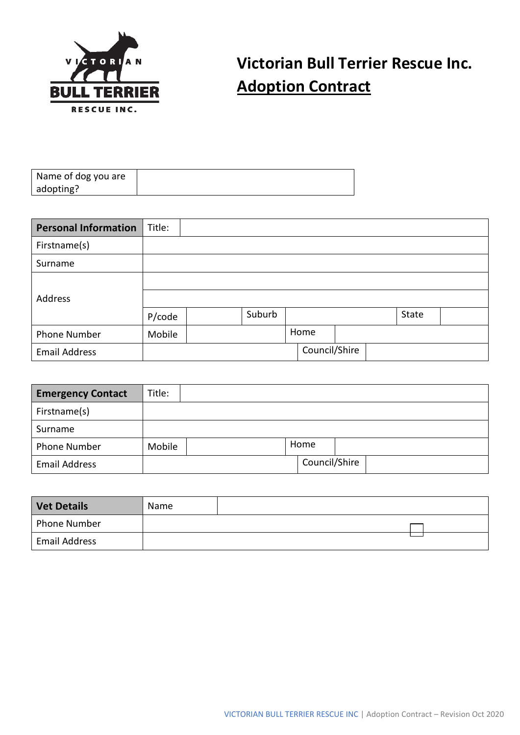# Victorian Bull Terrier Rescue Inc.

## Adoption Contract

| Name of dog you are adopting? | |
|---|---|

| Personal Information | Title: | | | | | | |
|---|---|---|---|---|---|---|---|
| Firstname(s) | | | | | | | |
| Surname | | | | | | | |
| Address | | | | | | | |
| | | | | | | | |
| | P/code | | Suburb | | | State | |
| Phone Number | Mobile | | | Home | | | |
| Email Address | | | | Council/Shire | | | |

| Emergency Contact | Title: | | | | |
|---|---|---|---|---|---|
| Firstname(s) | | | | | |
| Surname | | | | | |
| Phone Number | Mobile | | Home | | |
| Email Address | | | Council/Shire | | |

| Vet Details | Name | |
|---|---|---|
| Phone Number | | |
| Email Address | | |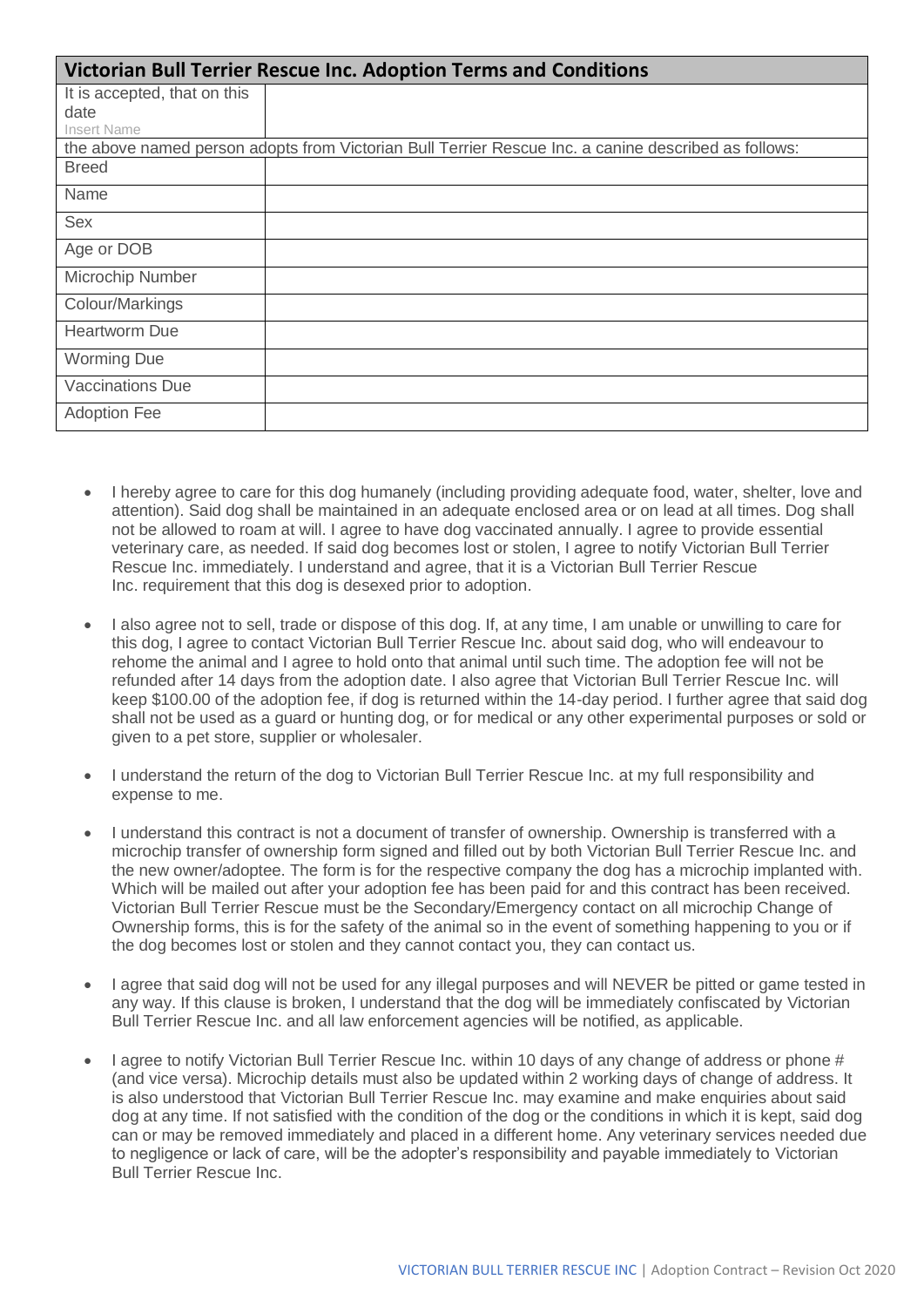| Victorian Bull Terrier Rescue Inc. Adoption Terms and Conditions | |
|---|---|
| It is accepted, that on this date<br>Insert Name | |
| the above named person adopts from Victorian Bull Terrier Rescue Inc. a canine described as follows: | |
| Breed | |
| Name | |
| Sex | |
| Age or DOB | |
| Microchip Number | |
| Colour/Markings | |
| Heartworm Due | |
| Worming Due | |
| Vaccinations Due | |
| Adoption Fee | |

- I hereby agree to care for this dog humanely (including providing adequate food, water, shelter, love and attention). Said dog shall be maintained in an adequate enclosed area or on lead at all times. Dog shall not be allowed to roam at will. I agree to have dog vaccinated annually. I agree to provide essential veterinary care, as needed. If said dog becomes lost or stolen, I agree to notify Victorian Bull Terrier Rescue Inc. immediately. I understand and agree, that it is a Victorian Bull Terrier Rescue Inc. requirement that this dog is desexed prior to adoption.

- I also agree not to sell, trade or dispose of this dog. If, at any time, I am unable or unwilling to care for this dog, I agree to contact Victorian Bull Terrier Rescue Inc. about said dog, who will endeavour to rehome the animal and I agree to hold onto that animal until such time. The adoption fee will not be refunded after 14 days from the adoption date. I also agree that Victorian Bull Terrier Rescue Inc. will keep $100.00 of the adoption fee, if dog is returned within the 14-day period. I further agree that said dog shall not be used as a guard or hunting dog, or for medical or any other experimental purposes or sold or given to a pet store, supplier or wholesaler.

- I understand the return of the dog to Victorian Bull Terrier Rescue Inc. at my full responsibility and expense to me.

- I understand this contract is not a document of transfer of ownership. Ownership is transferred with a microchip transfer of ownership form signed and filled out by both Victorian Bull Terrier Rescue Inc. and the new owner/adoptee. The form is for the respective company the dog has a microchip implanted with. Which will be mailed out after your adoption fee has been paid for and this contract has been received. Victorian Bull Terrier Rescue must be the Secondary/Emergency contact on all microchip Change of Ownership forms, this is for the safety of the animal so in the event of something happening to you or if the dog becomes lost or stolen and they cannot contact you, they can contact us.

- I agree that said dog will not be used for any illegal purposes and will NEVER be pitted or game tested in any way. If this clause is broken, I understand that the dog will be immediately confiscated by Victorian Bull Terrier Rescue Inc. and all law enforcement agencies will be notified, as applicable.

- I agree to notify Victorian Bull Terrier Rescue Inc. within 10 days of any change of address or phone # (and vice versa). Microchip details must also be updated within 2 working days of change of address. It is also understood that Victorian Bull Terrier Rescue Inc. may examine and make enquiries about said dog at any time. If not satisfied with the condition of the dog or the conditions in which it is kept, said dog can or may be removed immediately and placed in a different home. Any veterinary services needed due to negligence or lack of care, will be the adopter's responsibility and payable immediately to Victorian Bull Terrier Rescue Inc.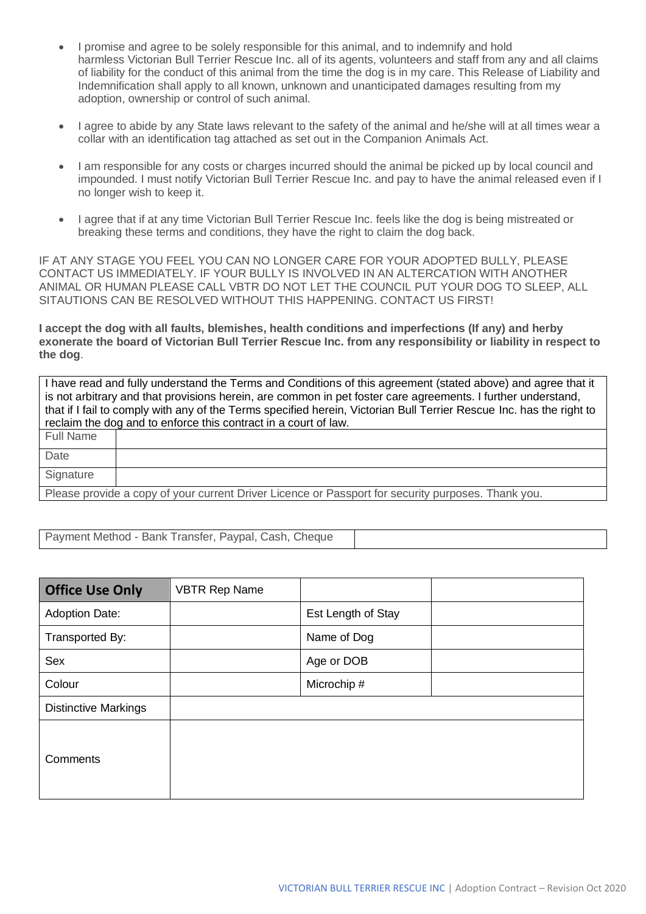- I promise and agree to be solely responsible for this animal, and to indemnify and hold harmless Victorian Bull Terrier Rescue Inc. all of its agents, volunteers and staff from any and all claims of liability for the conduct of this animal from the time the dog is in my care. This Release of Liability and Indemnification shall apply to all known, unknown and unanticipated damages resulting from my adoption, ownership or control of such animal.

- I agree to abide by any State laws relevant to the safety of the animal and he/she will at all times wear a collar with an identification tag attached as set out in the Companion Animals Act.

- I am responsible for any costs or charges incurred should the animal be picked up by local council and impounded. I must notify Victorian Bull Terrier Rescue Inc. and pay to have the animal released even if I no longer wish to keep it.

- I agree that if at any time Victorian Bull Terrier Rescue Inc. feels like the dog is being mistreated or breaking these terms and conditions, they have the right to claim the dog back.

IF AT ANY STAGE YOU FEEL YOU CAN NO LONGER CARE FOR YOUR ADOPTED BULLY, PLEASE CONTACT US IMMEDIATELY. IF YOUR BULLY IS INVOLVED IN AN ALTERCATION WITH ANOTHER ANIMAL OR HUMAN PLEASE CALL VBTR DO NOT LET THE COUNCIL PUT YOUR DOG TO SLEEP, ALL SITAUTIONS CAN BE RESOLVED WITHOUT THIS HAPPENING. CONTACT US FIRST!

**I accept the dog with all faults, blemishes, health conditions and imperfections (If any) and herby exonerate the board of Victorian Bull Terrier Rescue Inc. from any responsibility or liability in respect to the dog**.

| I have read and fully understand the Terms and Conditions of this agreement (stated above) and agree that it is not arbitrary and that provisions herein, are common in pet foster care agreements. I further understand, that if I fail to comply with any of the Terms specified herein, Victorian Bull Terrier Rescue Inc. has the right to reclaim the dog and to enforce this contract in a court of law. | |
|---|---|
| Full Name | |
| Date | |
| Signature | |
| Please provide a copy of your current Driver Licence or Passport for security purposes. Thank you. | |

| Payment Method - Bank Transfer, Paypal, Cash, Cheque | |
|---|---|

| **Office Use Only** | VBTR Rep Name | | |
|---|---|---|---|
| Adoption Date: | | Est Length of Stay | |
| Transported By: | | Name of Dog | |
| Sex | | Age or DOB | |
| Colour | | Microchip # | |
| Distinctive Markings | | | |
| Comments | | | |